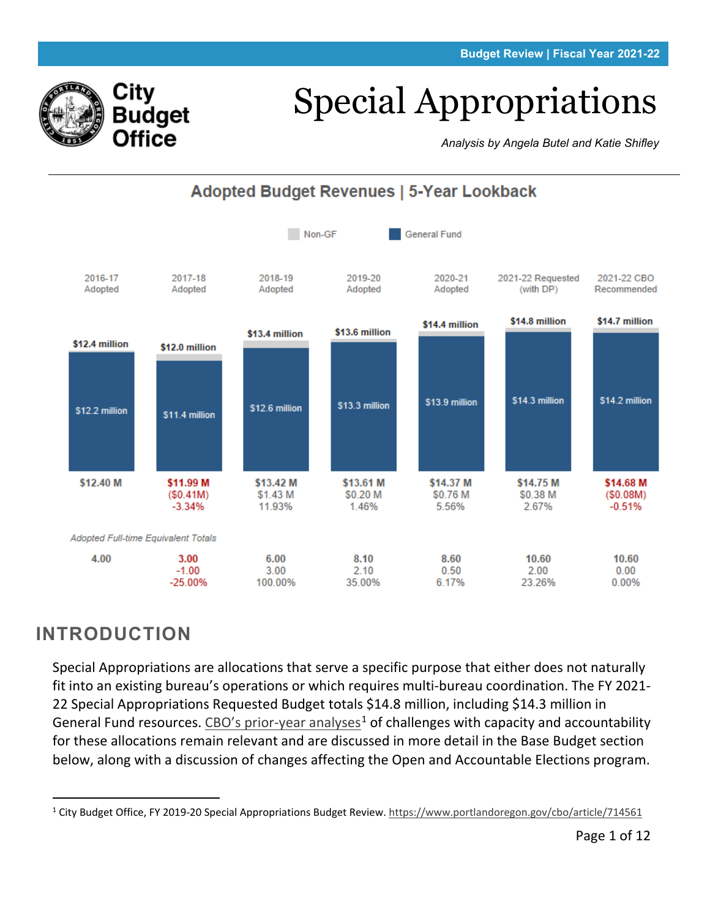Budget Review | Fiscal Year 2021-22

City Budget Office

# Special Appropriations

*Analysis by Angela Butel and Katie Shifley*

## Adopted Budget Revenues | 5-Year Lookback

Non-GF | General Fund

| | 2016-17 Adopted | 2017-18 Adopted | 2018-19 Adopted | 2019-20 Adopted | 2020-21 Adopted | 2021-22 Requested (with DP) | 2021-22 CBO Recommended |
|---|---|---|---|---|---|---|---|
| Total | $12.4 million | $12.0 million | $13.4 million | $13.6 million | $14.4 million | $14.8 million | $14.7 million |
| General Fund | $12.2 million | $11.4 million | $12.6 million | $13.3 million | $13.9 million | $14.3 million | $14.2 million |
| Total ($M) | $12.40 M | $11.99 M | $13.42 M | $13.61 M | $14.37 M | $14.75 M | $14.68 M |
| Change | | ($0.41M) | $1.43 M | $0.20 M | $0.76 M | $0.38 M | ($0.08M) |
| % Change | | -3.34% | 11.93% | 1.46% | 5.56% | 2.67% | -0.51% |

*Adopted Full-time Equivalent Totals*

| | 2016-17 Adopted | 2017-18 Adopted | 2018-19 Adopted | 2019-20 Adopted | 2020-21 Adopted | 2021-22 Requested (with DP) | 2021-22 CBO Recommended |
|---|---|---|---|---|---|---|---|
| FTE | 4.00 | 3.00 | 6.00 | 8.10 | 8.60 | 10.60 | 10.60 |
| Change | | -1.00 | 3.00 | 2.10 | 0.50 | 2.00 | 0.00 |
| % Change | | -25.00% | 100.00% | 35.00% | 6.17% | 23.26% | 0.00% |

## INTRODUCTION

Special Appropriations are allocations that serve a specific purpose that either does not naturally fit into an existing bureau's operations or which requires multi-bureau coordination. The FY 2021-22 Special Appropriations Requested Budget totals $14.8 million, including $14.3 million in General Fund resources. CBO's prior-year analyses[1] of challenges with capacity and accountability for these allocations remain relevant and are discussed in more detail in the Base Budget section below, along with a discussion of changes affecting the Open and Accountable Elections program.

[1] City Budget Office, FY 2019-20 Special Appropriations Budget Review. https://www.portlandoregon.gov/cbo/article/714561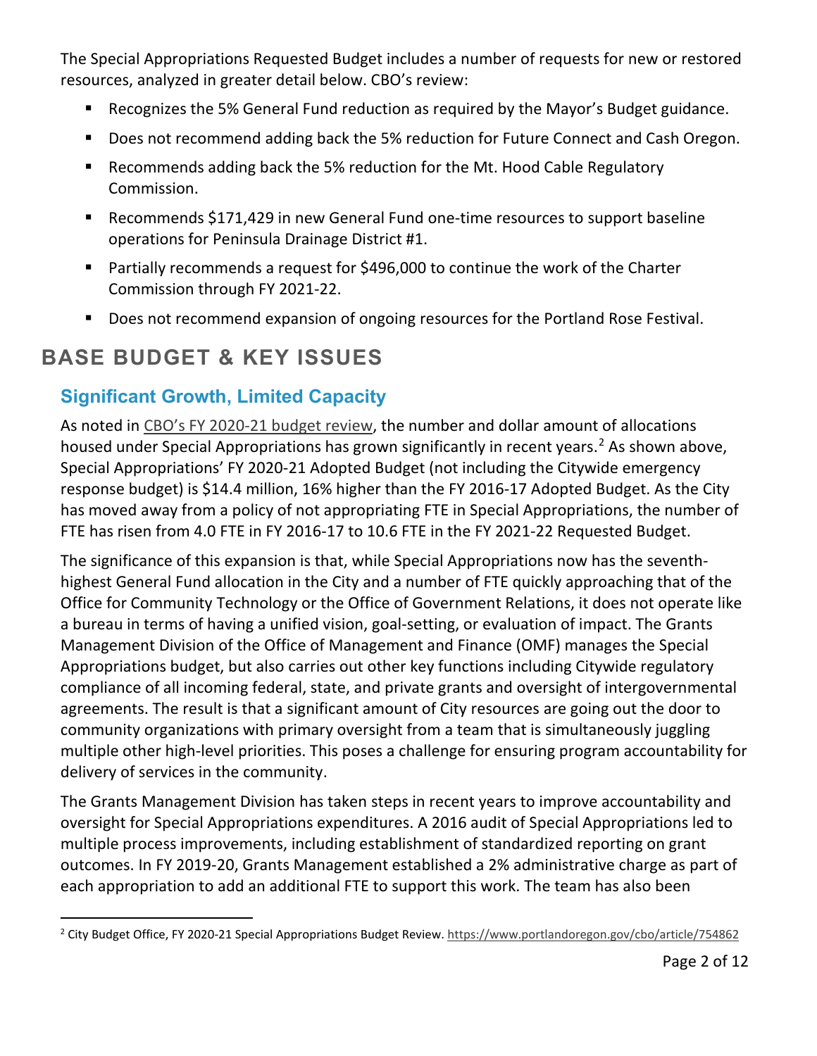The Special Appropriations Requested Budget includes a number of requests for new or restored resources, analyzed in greater detail below. CBO's review:

- Recognizes the 5% General Fund reduction as required by the Mayor's Budget guidance.
- Does not recommend adding back the 5% reduction for Future Connect and Cash Oregon.
- Recommends adding back the 5% reduction for the Mt. Hood Cable Regulatory Commission.
- Recommends $171,429 in new General Fund one-time resources to support baseline operations for Peninsula Drainage District #1.
- Partially recommends a request for $496,000 to continue the work of the Charter Commission through FY 2021-22.
- Does not recommend expansion of ongoing resources for the Portland Rose Festival.

# BASE BUDGET & KEY ISSUES

## Significant Growth, Limited Capacity

As noted in CBO's FY 2020-21 budget review, the number and dollar amount of allocations housed under Special Appropriations has grown significantly in recent years.[2] As shown above, Special Appropriations' FY 2020-21 Adopted Budget (not including the Citywide emergency response budget) is $14.4 million, 16% higher than the FY 2016-17 Adopted Budget. As the City has moved away from a policy of not appropriating FTE in Special Appropriations, the number of FTE has risen from 4.0 FTE in FY 2016-17 to 10.6 FTE in the FY 2021-22 Requested Budget.

The significance of this expansion is that, while Special Appropriations now has the seventh-highest General Fund allocation in the City and a number of FTE quickly approaching that of the Office for Community Technology or the Office of Government Relations, it does not operate like a bureau in terms of having a unified vision, goal-setting, or evaluation of impact. The Grants Management Division of the Office of Management and Finance (OMF) manages the Special Appropriations budget, but also carries out other key functions including Citywide regulatory compliance of all incoming federal, state, and private grants and oversight of intergovernmental agreements. The result is that a significant amount of City resources are going out the door to community organizations with primary oversight from a team that is simultaneously juggling multiple other high-level priorities. This poses a challenge for ensuring program accountability for delivery of services in the community.

The Grants Management Division has taken steps in recent years to improve accountability and oversight for Special Appropriations expenditures. A 2016 audit of Special Appropriations led to multiple process improvements, including establishment of standardized reporting on grant outcomes. In FY 2019-20, Grants Management established a 2% administrative charge as part of each appropriation to add an additional FTE to support this work. The team has also been

[2] City Budget Office, FY 2020-21 Special Appropriations Budget Review. https://www.portlandoregon.gov/cbo/article/754862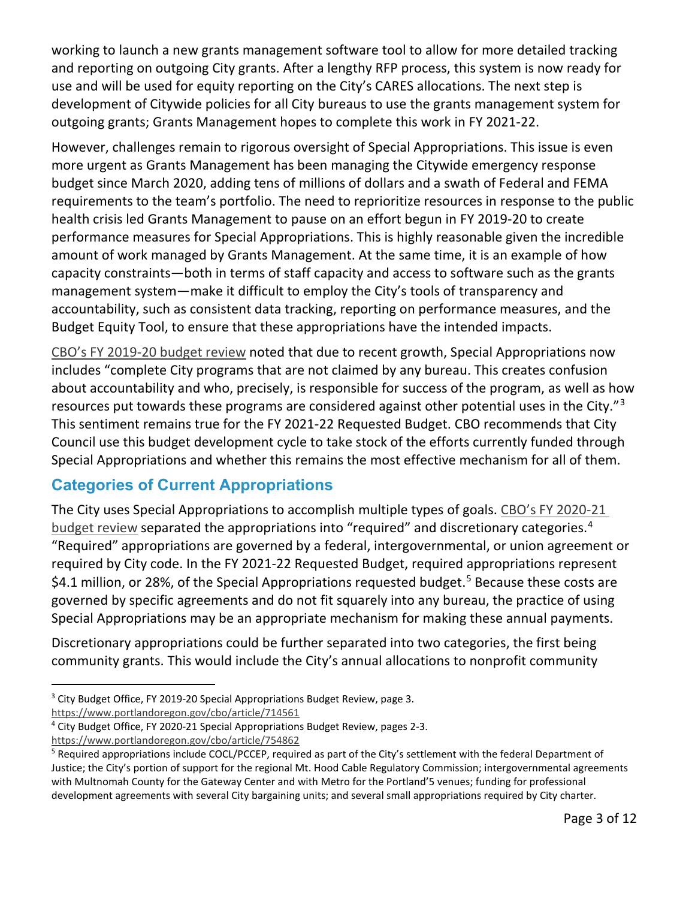working to launch a new grants management software tool to allow for more detailed tracking and reporting on outgoing City grants. After a lengthy RFP process, this system is now ready for use and will be used for equity reporting on the City's CARES allocations. The next step is development of Citywide policies for all City bureaus to use the grants management system for outgoing grants; Grants Management hopes to complete this work in FY 2021-22.

However, challenges remain to rigorous oversight of Special Appropriations. This issue is even more urgent as Grants Management has been managing the Citywide emergency response budget since March 2020, adding tens of millions of dollars and a swath of Federal and FEMA requirements to the team's portfolio. The need to reprioritize resources in response to the public health crisis led Grants Management to pause on an effort begun in FY 2019-20 to create performance measures for Special Appropriations. This is highly reasonable given the incredible amount of work managed by Grants Management. At the same time, it is an example of how capacity constraints—both in terms of staff capacity and access to software such as the grants management system—make it difficult to employ the City's tools of transparency and accountability, such as consistent data tracking, reporting on performance measures, and the Budget Equity Tool, to ensure that these appropriations have the intended impacts.

CBO's FY 2019-20 budget review noted that due to recent growth, Special Appropriations now includes "complete City programs that are not claimed by any bureau. This creates confusion about accountability and who, precisely, is responsible for success of the program, as well as how resources put towards these programs are considered against other potential uses in the City."[3] This sentiment remains true for the FY 2021-22 Requested Budget. CBO recommends that City Council use this budget development cycle to take stock of the efforts currently funded through Special Appropriations and whether this remains the most effective mechanism for all of them.

## Categories of Current Appropriations

The City uses Special Appropriations to accomplish multiple types of goals. CBO's FY 2020-21 budget review separated the appropriations into "required" and discretionary categories.[4] "Required" appropriations are governed by a federal, intergovernmental, or union agreement or required by City code. In the FY 2021-22 Requested Budget, required appropriations represent $4.1 million, or 28%, of the Special Appropriations requested budget.[5] Because these costs are governed by specific agreements and do not fit squarely into any bureau, the practice of using Special Appropriations may be an appropriate mechanism for making these annual payments.

Discretionary appropriations could be further separated into two categories, the first being community grants. This would include the City's annual allocations to nonprofit community

---

[3] City Budget Office, FY 2019-20 Special Appropriations Budget Review, page 3. https://www.portlandoregon.gov/cbo/article/714561

[4] City Budget Office, FY 2020-21 Special Appropriations Budget Review, pages 2-3. https://www.portlandoregon.gov/cbo/article/754862

[5] Required appropriations include COCL/PCCEP, required as part of the City's settlement with the federal Department of Justice; the City's portion of support for the regional Mt. Hood Cable Regulatory Commission; intergovernmental agreements with Multnomah County for the Gateway Center and with Metro for the Portland'5 venues; funding for professional development agreements with several City bargaining units; and several small appropriations required by City charter.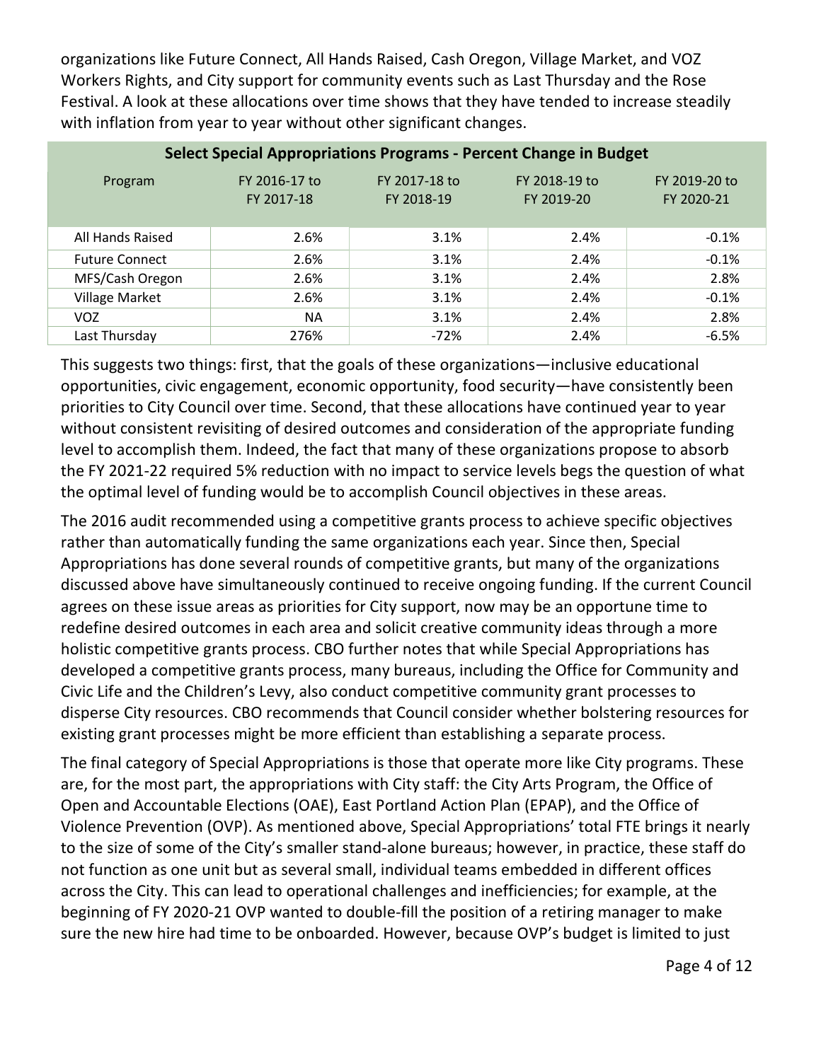organizations like Future Connect, All Hands Raised, Cash Oregon, Village Market, and VOZ Workers Rights, and City support for community events such as Last Thursday and the Rose Festival. A look at these allocations over time shows that they have tended to increase steadily with inflation from year to year without other significant changes.

| Select Special Appropriations Programs - Percent Change in Budget | | | | |
|---|---|---|---|---|
| Program | FY 2016-17 to FY 2017-18 | FY 2017-18 to FY 2018-19 | FY 2018-19 to FY 2019-20 | FY 2019-20 to FY 2020-21 |
| All Hands Raised | 2.6% | 3.1% | 2.4% | -0.1% |
| Future Connect | 2.6% | 3.1% | 2.4% | -0.1% |
| MFS/Cash Oregon | 2.6% | 3.1% | 2.4% | 2.8% |
| Village Market | 2.6% | 3.1% | 2.4% | -0.1% |
| VOZ | NA | 3.1% | 2.4% | 2.8% |
| Last Thursday | 276% | -72% | 2.4% | -6.5% |

This suggests two things: first, that the goals of these organizations—inclusive educational opportunities, civic engagement, economic opportunity, food security—have consistently been priorities to City Council over time. Second, that these allocations have continued year to year without consistent revisiting of desired outcomes and consideration of the appropriate funding level to accomplish them. Indeed, the fact that many of these organizations propose to absorb the FY 2021-22 required 5% reduction with no impact to service levels begs the question of what the optimal level of funding would be to accomplish Council objectives in these areas.

The 2016 audit recommended using a competitive grants process to achieve specific objectives rather than automatically funding the same organizations each year. Since then, Special Appropriations has done several rounds of competitive grants, but many of the organizations discussed above have simultaneously continued to receive ongoing funding. If the current Council agrees on these issue areas as priorities for City support, now may be an opportune time to redefine desired outcomes in each area and solicit creative community ideas through a more holistic competitive grants process. CBO further notes that while Special Appropriations has developed a competitive grants process, many bureaus, including the Office for Community and Civic Life and the Children's Levy, also conduct competitive community grant processes to disperse City resources. CBO recommends that Council consider whether bolstering resources for existing grant processes might be more efficient than establishing a separate process.

The final category of Special Appropriations is those that operate more like City programs. These are, for the most part, the appropriations with City staff: the City Arts Program, the Office of Open and Accountable Elections (OAE), East Portland Action Plan (EPAP), and the Office of Violence Prevention (OVP). As mentioned above, Special Appropriations' total FTE brings it nearly to the size of some of the City's smaller stand-alone bureaus; however, in practice, these staff do not function as one unit but as several small, individual teams embedded in different offices across the City. This can lead to operational challenges and inefficiencies; for example, at the beginning of FY 2020-21 OVP wanted to double-fill the position of a retiring manager to make sure the new hire had time to be onboarded. However, because OVP's budget is limited to just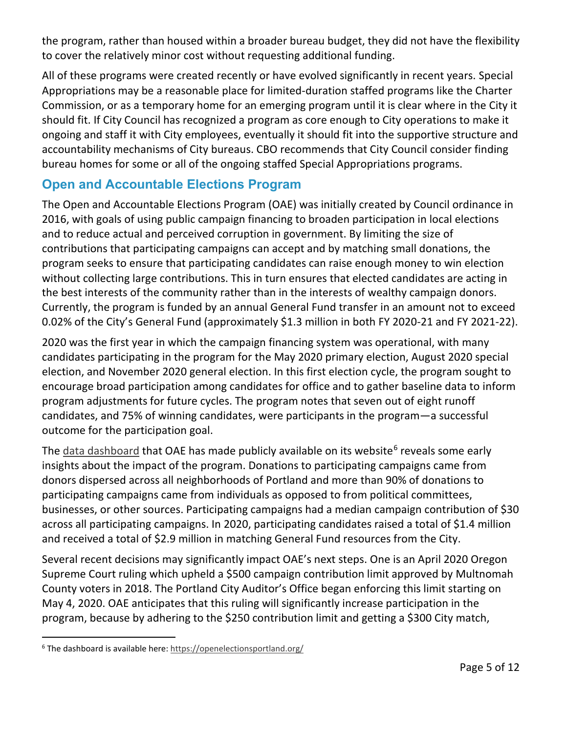the program, rather than housed within a broader bureau budget, they did not have the flexibility to cover the relatively minor cost without requesting additional funding.

All of these programs were created recently or have evolved significantly in recent years. Special Appropriations may be a reasonable place for limited-duration staffed programs like the Charter Commission, or as a temporary home for an emerging program until it is clear where in the City it should fit. If City Council has recognized a program as core enough to City operations to make it ongoing and staff it with City employees, eventually it should fit into the supportive structure and accountability mechanisms of City bureaus. CBO recommends that City Council consider finding bureau homes for some or all of the ongoing staffed Special Appropriations programs.

## Open and Accountable Elections Program

The Open and Accountable Elections Program (OAE) was initially created by Council ordinance in 2016, with goals of using public campaign financing to broaden participation in local elections and to reduce actual and perceived corruption in government. By limiting the size of contributions that participating campaigns can accept and by matching small donations, the program seeks to ensure that participating candidates can raise enough money to win election without collecting large contributions. This in turn ensures that elected candidates are acting in the best interests of the community rather than in the interests of wealthy campaign donors. Currently, the program is funded by an annual General Fund transfer in an amount not to exceed 0.02% of the City's General Fund (approximately $1.3 million in both FY 2020-21 and FY 2021-22).

2020 was the first year in which the campaign financing system was operational, with many candidates participating in the program for the May 2020 primary election, August 2020 special election, and November 2020 general election. In this first election cycle, the program sought to encourage broad participation among candidates for office and to gather baseline data to inform program adjustments for future cycles. The program notes that seven out of eight runoff candidates, and 75% of winning candidates, were participants in the program—a successful outcome for the participation goal.

The data dashboard that OAE has made publicly available on its website[6] reveals some early insights about the impact of the program. Donations to participating campaigns came from donors dispersed across all neighborhoods of Portland and more than 90% of donations to participating campaigns came from individuals as opposed to from political committees, businesses, or other sources. Participating campaigns had a median campaign contribution of $30 across all participating campaigns. In 2020, participating candidates raised a total of $1.4 million and received a total of $2.9 million in matching General Fund resources from the City.

Several recent decisions may significantly impact OAE's next steps. One is an April 2020 Oregon Supreme Court ruling which upheld a $500 campaign contribution limit approved by Multnomah County voters in 2018. The Portland City Auditor's Office began enforcing this limit starting on May 4, 2020. OAE anticipates that this ruling will significantly increase participation in the program, because by adhering to the $250 contribution limit and getting a $300 City match,

[6] The dashboard is available here: https://openelectionsportland.org/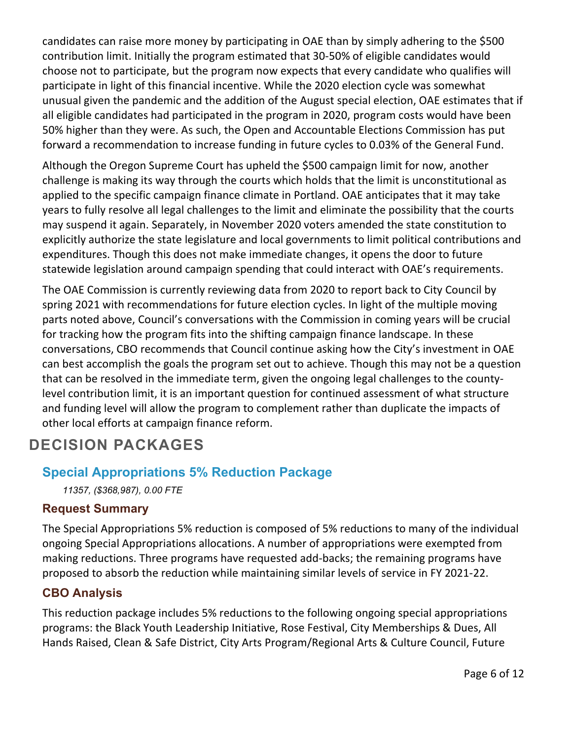candidates can raise more money by participating in OAE than by simply adhering to the $500 contribution limit. Initially the program estimated that 30-50% of eligible candidates would choose not to participate, but the program now expects that every candidate who qualifies will participate in light of this financial incentive. While the 2020 election cycle was somewhat unusual given the pandemic and the addition of the August special election, OAE estimates that if all eligible candidates had participated in the program in 2020, program costs would have been 50% higher than they were. As such, the Open and Accountable Elections Commission has put forward a recommendation to increase funding in future cycles to 0.03% of the General Fund.

Although the Oregon Supreme Court has upheld the $500 campaign limit for now, another challenge is making its way through the courts which holds that the limit is unconstitutional as applied to the specific campaign finance climate in Portland. OAE anticipates that it may take years to fully resolve all legal challenges to the limit and eliminate the possibility that the courts may suspend it again. Separately, in November 2020 voters amended the state constitution to explicitly authorize the state legislature and local governments to limit political contributions and expenditures. Though this does not make immediate changes, it opens the door to future statewide legislation around campaign spending that could interact with OAE's requirements.

The OAE Commission is currently reviewing data from 2020 to report back to City Council by spring 2021 with recommendations for future election cycles. In light of the multiple moving parts noted above, Council's conversations with the Commission in coming years will be crucial for tracking how the program fits into the shifting campaign finance landscape. In these conversations, CBO recommends that Council continue asking how the City's investment in OAE can best accomplish the goals the program set out to achieve. Though this may not be a question that can be resolved in the immediate term, given the ongoing legal challenges to the county-level contribution limit, it is an important question for continued assessment of what structure and funding level will allow the program to complement rather than duplicate the impacts of other local efforts at campaign finance reform.

# DECISION PACKAGES

## Special Appropriations 5% Reduction Package

*11357, ($368,987), 0.00 FTE*

### Request Summary

The Special Appropriations 5% reduction is composed of 5% reductions to many of the individual ongoing Special Appropriations allocations. A number of appropriations were exempted from making reductions. Three programs have requested add-backs; the remaining programs have proposed to absorb the reduction while maintaining similar levels of service in FY 2021-22.

### CBO Analysis

This reduction package includes 5% reductions to the following ongoing special appropriations programs: the Black Youth Leadership Initiative, Rose Festival, City Memberships & Dues, All Hands Raised, Clean & Safe District, City Arts Program/Regional Arts & Culture Council, Future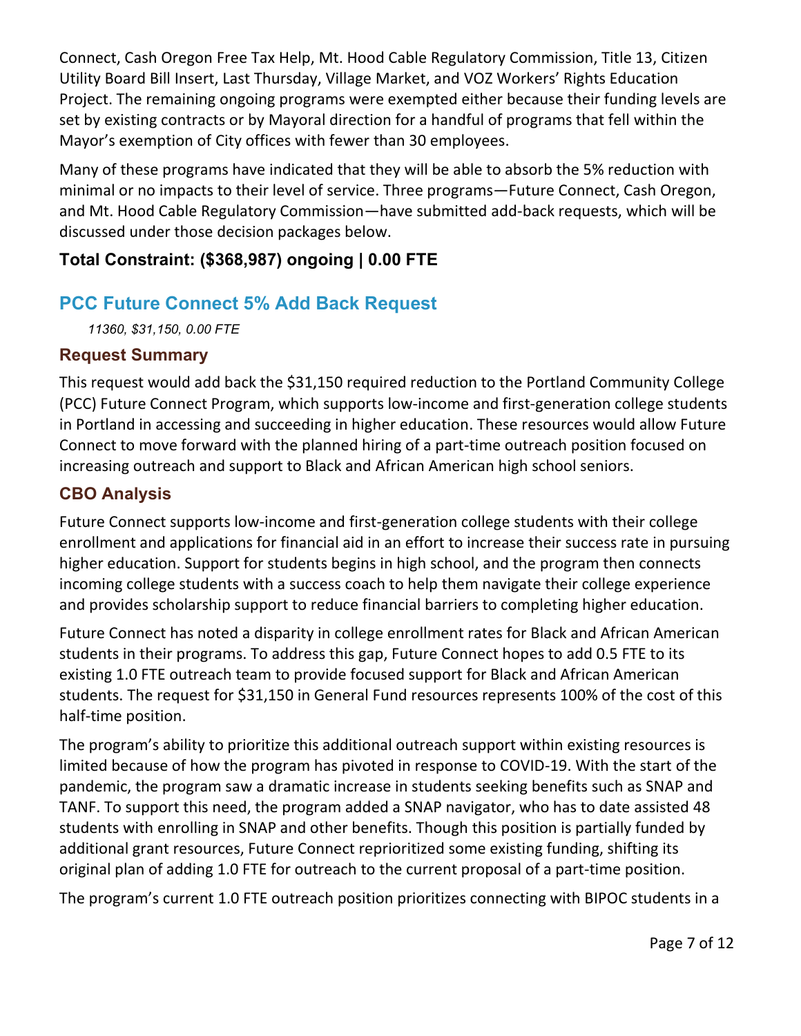Connect, Cash Oregon Free Tax Help, Mt. Hood Cable Regulatory Commission, Title 13, Citizen Utility Board Bill Insert, Last Thursday, Village Market, and VOZ Workers' Rights Education Project. The remaining ongoing programs were exempted either because their funding levels are set by existing contracts or by Mayoral direction for a handful of programs that fell within the Mayor's exemption of City offices with fewer than 30 employees.

Many of these programs have indicated that they will be able to absorb the 5% reduction with minimal or no impacts to their level of service. Three programs—Future Connect, Cash Oregon, and Mt. Hood Cable Regulatory Commission—have submitted add-back requests, which will be discussed under those decision packages below.

**Total Constraint: ($368,987) ongoing | 0.00 FTE**

## PCC Future Connect 5% Add Back Request

*11360, $31,150, 0.00 FTE*

### Request Summary

This request would add back the $31,150 required reduction to the Portland Community College (PCC) Future Connect Program, which supports low-income and first-generation college students in Portland in accessing and succeeding in higher education. These resources would allow Future Connect to move forward with the planned hiring of a part-time outreach position focused on increasing outreach and support to Black and African American high school seniors.

### CBO Analysis

Future Connect supports low-income and first-generation college students with their college enrollment and applications for financial aid in an effort to increase their success rate in pursuing higher education. Support for students begins in high school, and the program then connects incoming college students with a success coach to help them navigate their college experience and provides scholarship support to reduce financial barriers to completing higher education.

Future Connect has noted a disparity in college enrollment rates for Black and African American students in their programs. To address this gap, Future Connect hopes to add 0.5 FTE to its existing 1.0 FTE outreach team to provide focused support for Black and African American students. The request for $31,150 in General Fund resources represents 100% of the cost of this half-time position.

The program's ability to prioritize this additional outreach support within existing resources is limited because of how the program has pivoted in response to COVID-19. With the start of the pandemic, the program saw a dramatic increase in students seeking benefits such as SNAP and TANF. To support this need, the program added a SNAP navigator, who has to date assisted 48 students with enrolling in SNAP and other benefits. Though this position is partially funded by additional grant resources, Future Connect reprioritized some existing funding, shifting its original plan of adding 1.0 FTE for outreach to the current proposal of a part-time position.

The program's current 1.0 FTE outreach position prioritizes connecting with BIPOC students in a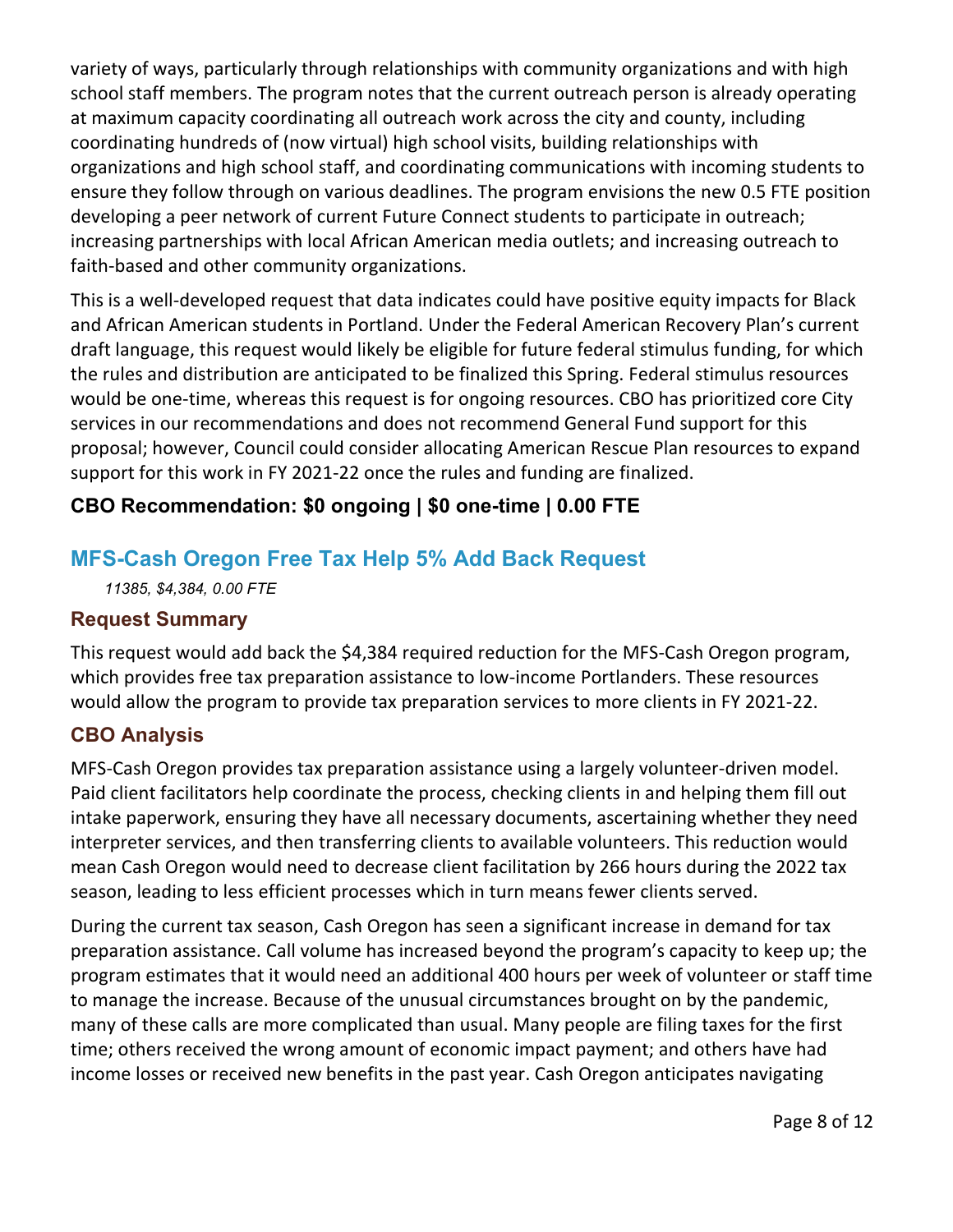variety of ways, particularly through relationships with community organizations and with high school staff members. The program notes that the current outreach person is already operating at maximum capacity coordinating all outreach work across the city and county, including coordinating hundreds of (now virtual) high school visits, building relationships with organizations and high school staff, and coordinating communications with incoming students to ensure they follow through on various deadlines. The program envisions the new 0.5 FTE position developing a peer network of current Future Connect students to participate in outreach; increasing partnerships with local African American media outlets; and increasing outreach to faith-based and other community organizations.

This is a well-developed request that data indicates could have positive equity impacts for Black and African American students in Portland. Under the Federal American Recovery Plan's current draft language, this request would likely be eligible for future federal stimulus funding, for which the rules and distribution are anticipated to be finalized this Spring. Federal stimulus resources would be one-time, whereas this request is for ongoing resources. CBO has prioritized core City services in our recommendations and does not recommend General Fund support for this proposal; however, Council could consider allocating American Rescue Plan resources to expand support for this work in FY 2021-22 once the rules and funding are finalized.

### CBO Recommendation: $0 ongoing | $0 one-time | 0.00 FTE

## MFS-Cash Oregon Free Tax Help 5% Add Back Request

*11385, $4,384, 0.00 FTE*

### Request Summary

This request would add back the $4,384 required reduction for the MFS-Cash Oregon program, which provides free tax preparation assistance to low-income Portlanders. These resources would allow the program to provide tax preparation services to more clients in FY 2021-22.

### CBO Analysis

MFS-Cash Oregon provides tax preparation assistance using a largely volunteer-driven model. Paid client facilitators help coordinate the process, checking clients in and helping them fill out intake paperwork, ensuring they have all necessary documents, ascertaining whether they need interpreter services, and then transferring clients to available volunteers. This reduction would mean Cash Oregon would need to decrease client facilitation by 266 hours during the 2022 tax season, leading to less efficient processes which in turn means fewer clients served.

During the current tax season, Cash Oregon has seen a significant increase in demand for tax preparation assistance. Call volume has increased beyond the program's capacity to keep up; the program estimates that it would need an additional 400 hours per week of volunteer or staff time to manage the increase. Because of the unusual circumstances brought on by the pandemic, many of these calls are more complicated than usual. Many people are filing taxes for the first time; others received the wrong amount of economic impact payment; and others have had income losses or received new benefits in the past year. Cash Oregon anticipates navigating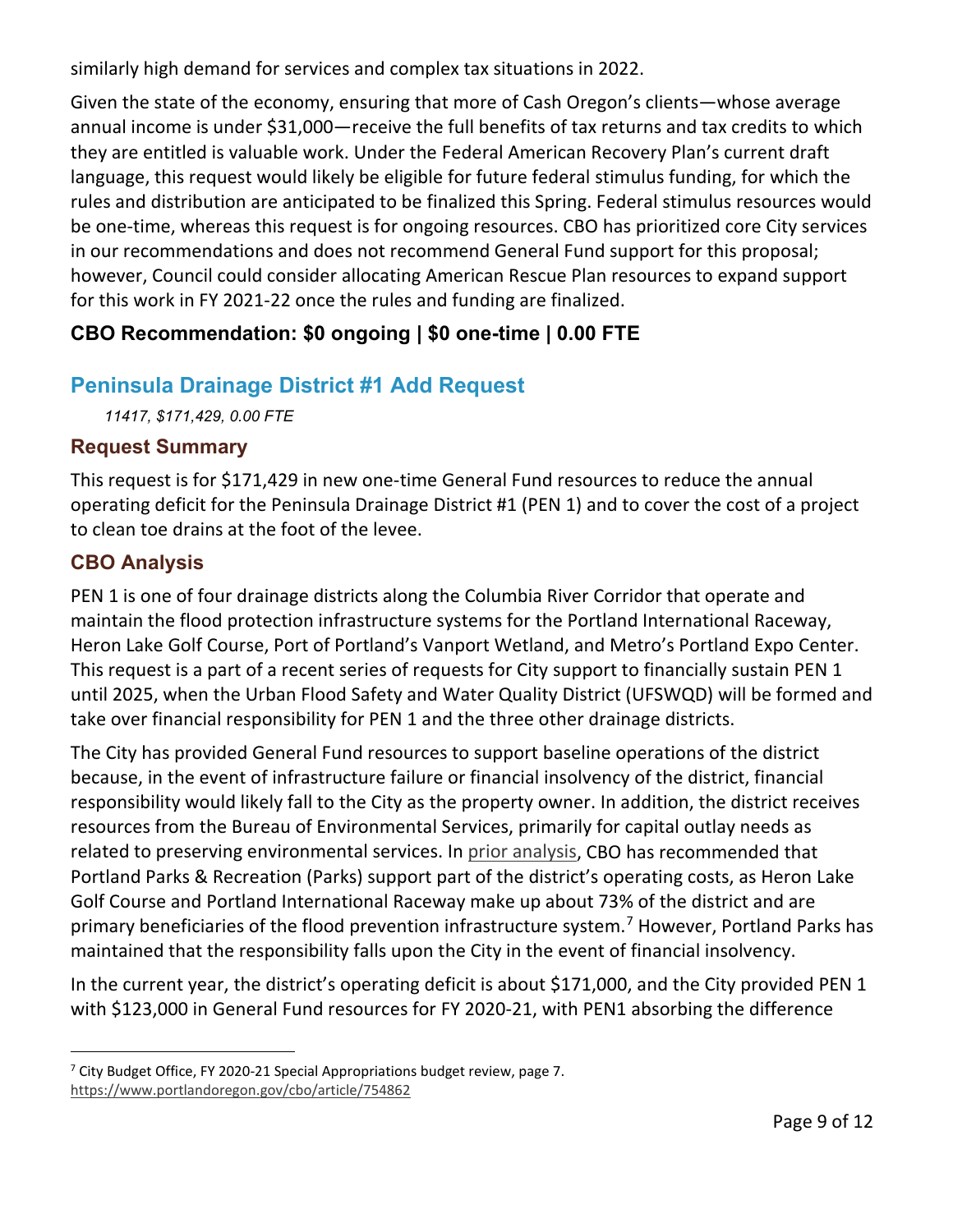similarly high demand for services and complex tax situations in 2022.

Given the state of the economy, ensuring that more of Cash Oregon's clients—whose average annual income is under $31,000—receive the full benefits of tax returns and tax credits to which they are entitled is valuable work. Under the Federal American Recovery Plan's current draft language, this request would likely be eligible for future federal stimulus funding, for which the rules and distribution are anticipated to be finalized this Spring. Federal stimulus resources would be one-time, whereas this request is for ongoing resources. CBO has prioritized core City services in our recommendations and does not recommend General Fund support for this proposal; however, Council could consider allocating American Rescue Plan resources to expand support for this work in FY 2021-22 once the rules and funding are finalized.

**CBO Recommendation: $0 ongoing | $0 one-time | 0.00 FTE**

## Peninsula Drainage District #1 Add Request

*11417, $171,429, 0.00 FTE*

### Request Summary

This request is for $171,429 in new one-time General Fund resources to reduce the annual operating deficit for the Peninsula Drainage District #1 (PEN 1) and to cover the cost of a project to clean toe drains at the foot of the levee.

### CBO Analysis

PEN 1 is one of four drainage districts along the Columbia River Corridor that operate and maintain the flood protection infrastructure systems for the Portland International Raceway, Heron Lake Golf Course, Port of Portland's Vanport Wetland, and Metro's Portland Expo Center. This request is a part of a recent series of requests for City support to financially sustain PEN 1 until 2025, when the Urban Flood Safety and Water Quality District (UFSWQD) will be formed and take over financial responsibility for PEN 1 and the three other drainage districts.

The City has provided General Fund resources to support baseline operations of the district because, in the event of infrastructure failure or financial insolvency of the district, financial responsibility would likely fall to the City as the property owner. In addition, the district receives resources from the Bureau of Environmental Services, primarily for capital outlay needs as related to preserving environmental services. In prior analysis, CBO has recommended that Portland Parks & Recreation (Parks) support part of the district's operating costs, as Heron Lake Golf Course and Portland International Raceway make up about 73% of the district and are primary beneficiaries of the flood prevention infrastructure system.[7] However, Portland Parks has maintained that the responsibility falls upon the City in the event of financial insolvency.

In the current year, the district's operating deficit is about $171,000, and the City provided PEN 1 with $123,000 in General Fund resources for FY 2020-21, with PEN1 absorbing the difference

[7] City Budget Office, FY 2020-21 Special Appropriations budget review, page 7. https://www.portlandoregon.gov/cbo/article/754862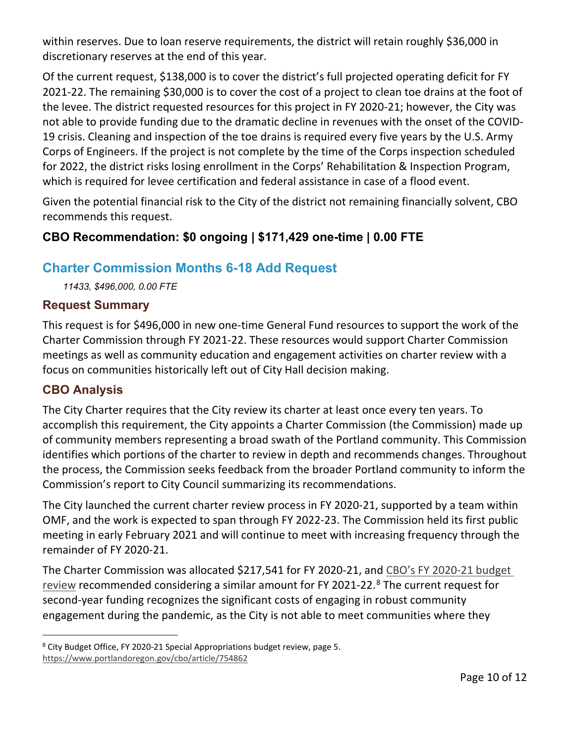within reserves. Due to loan reserve requirements, the district will retain roughly $36,000 in discretionary reserves at the end of this year.

Of the current request, $138,000 is to cover the district's full projected operating deficit for FY 2021-22. The remaining $30,000 is to cover the cost of a project to clean toe drains at the foot of the levee. The district requested resources for this project in FY 2020-21; however, the City was not able to provide funding due to the dramatic decline in revenues with the onset of the COVID-19 crisis. Cleaning and inspection of the toe drains is required every five years by the U.S. Army Corps of Engineers. If the project is not complete by the time of the Corps inspection scheduled for 2022, the district risks losing enrollment in the Corps' Rehabilitation & Inspection Program, which is required for levee certification and federal assistance in case of a flood event.

Given the potential financial risk to the City of the district not remaining financially solvent, CBO recommends this request.

**CBO Recommendation: $0 ongoing | $171,429 one-time | 0.00 FTE**

## Charter Commission Months 6-18 Add Request

*11433, $496,000, 0.00 FTE*

### Request Summary

This request is for $496,000 in new one-time General Fund resources to support the work of the Charter Commission through FY 2021-22. These resources would support Charter Commission meetings as well as community education and engagement activities on charter review with a focus on communities historically left out of City Hall decision making.

### CBO Analysis

The City Charter requires that the City review its charter at least once every ten years. To accomplish this requirement, the City appoints a Charter Commission (the Commission) made up of community members representing a broad swath of the Portland community. This Commission identifies which portions of the charter to review in depth and recommends changes. Throughout the process, the Commission seeks feedback from the broader Portland community to inform the Commission's report to City Council summarizing its recommendations.

The City launched the current charter review process in FY 2020-21, supported by a team within OMF, and the work is expected to span through FY 2022-23. The Commission held its first public meeting in early February 2021 and will continue to meet with increasing frequency through the remainder of FY 2020-21.

The Charter Commission was allocated $217,541 for FY 2020-21, and CBO's FY 2020-21 budget review recommended considering a similar amount for FY 2021-22.[8] The current request for second-year funding recognizes the significant costs of engaging in robust community engagement during the pandemic, as the City is not able to meet communities where they

[8] City Budget Office, FY 2020-21 Special Appropriations budget review, page 5. https://www.portlandoregon.gov/cbo/article/754862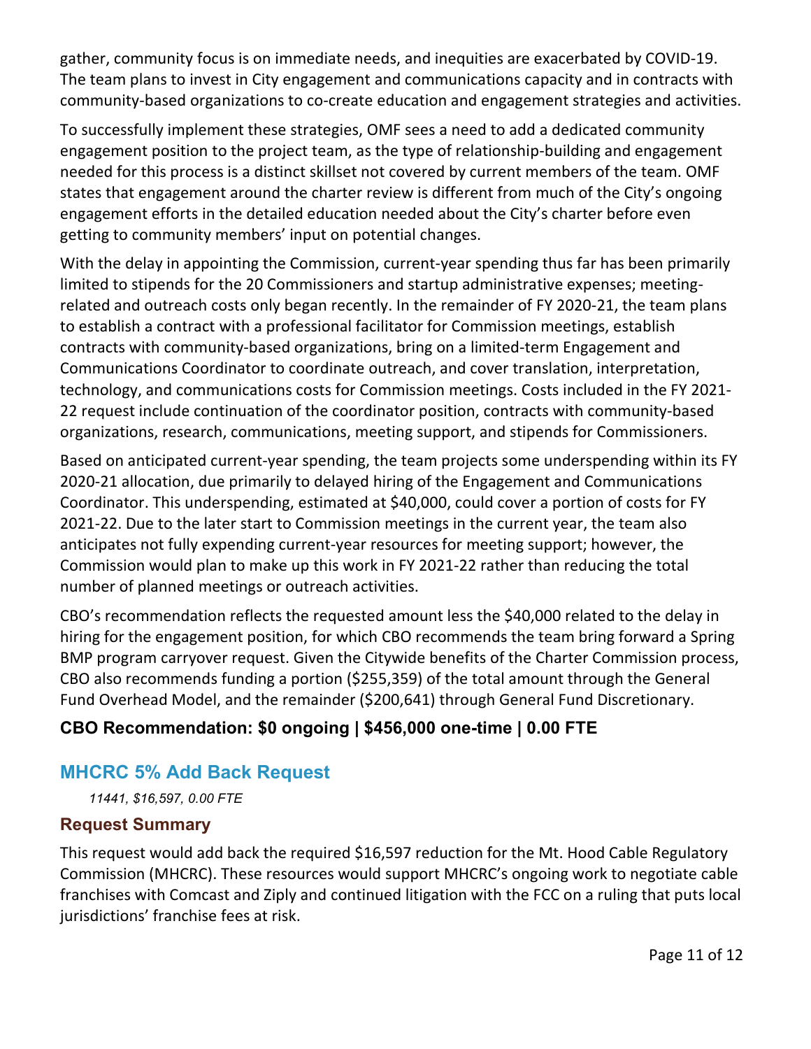gather, community focus is on immediate needs, and inequities are exacerbated by COVID-19. The team plans to invest in City engagement and communications capacity and in contracts with community-based organizations to co-create education and engagement strategies and activities.

To successfully implement these strategies, OMF sees a need to add a dedicated community engagement position to the project team, as the type of relationship-building and engagement needed for this process is a distinct skillset not covered by current members of the team. OMF states that engagement around the charter review is different from much of the City's ongoing engagement efforts in the detailed education needed about the City's charter before even getting to community members' input on potential changes.

With the delay in appointing the Commission, current-year spending thus far has been primarily limited to stipends for the 20 Commissioners and startup administrative expenses; meeting-related and outreach costs only began recently. In the remainder of FY 2020-21, the team plans to establish a contract with a professional facilitator for Commission meetings, establish contracts with community-based organizations, bring on a limited-term Engagement and Communications Coordinator to coordinate outreach, and cover translation, interpretation, technology, and communications costs for Commission meetings. Costs included in the FY 2021-22 request include continuation of the coordinator position, contracts with community-based organizations, research, communications, meeting support, and stipends for Commissioners.

Based on anticipated current-year spending, the team projects some underspending within its FY 2020-21 allocation, due primarily to delayed hiring of the Engagement and Communications Coordinator. This underspending, estimated at $40,000, could cover a portion of costs for FY 2021-22. Due to the later start to Commission meetings in the current year, the team also anticipates not fully expending current-year resources for meeting support; however, the Commission would plan to make up this work in FY 2021-22 rather than reducing the total number of planned meetings or outreach activities.

CBO's recommendation reflects the requested amount less the $40,000 related to the delay in hiring for the engagement position, for which CBO recommends the team bring forward a Spring BMP program carryover request. Given the Citywide benefits of the Charter Commission process, CBO also recommends funding a portion ($255,359) of the total amount through the General Fund Overhead Model, and the remainder ($200,641) through General Fund Discretionary.

**CBO Recommendation: $0 ongoing | $456,000 one-time | 0.00 FTE**

## MHCRC 5% Add Back Request

*11441, $16,597, 0.00 FTE*

### Request Summary

This request would add back the required $16,597 reduction for the Mt. Hood Cable Regulatory Commission (MHCRC). These resources would support MHCRC's ongoing work to negotiate cable franchises with Comcast and Ziply and continued litigation with the FCC on a ruling that puts local jurisdictions' franchise fees at risk.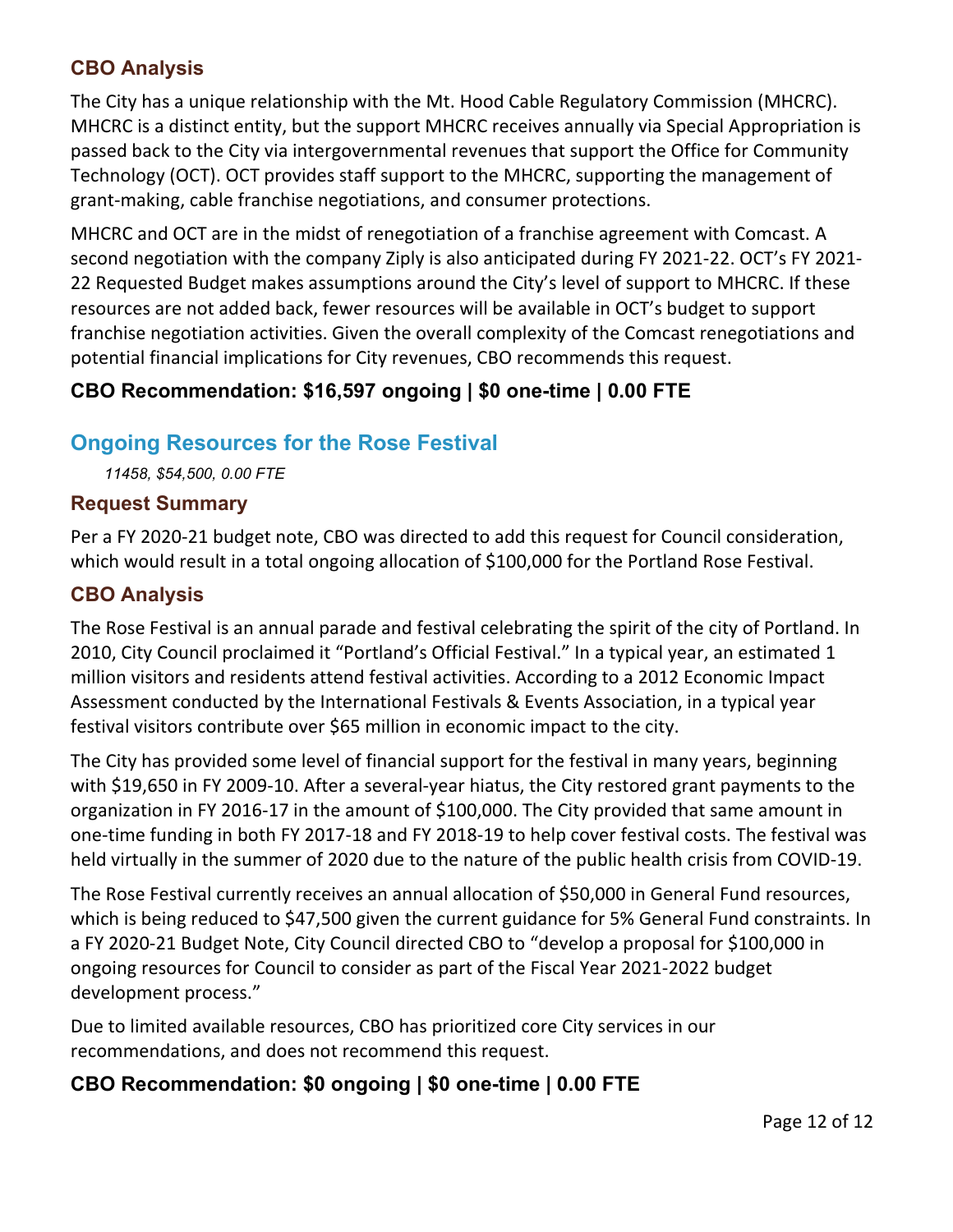### CBO Analysis

The City has a unique relationship with the Mt. Hood Cable Regulatory Commission (MHCRC). MHCRC is a distinct entity, but the support MHCRC receives annually via Special Appropriation is passed back to the City via intergovernmental revenues that support the Office for Community Technology (OCT). OCT provides staff support to the MHCRC, supporting the management of grant-making, cable franchise negotiations, and consumer protections.

MHCRC and OCT are in the midst of renegotiation of a franchise agreement with Comcast. A second negotiation with the company Ziply is also anticipated during FY 2021-22. OCT's FY 2021-22 Requested Budget makes assumptions around the City's level of support to MHCRC. If these resources are not added back, fewer resources will be available in OCT's budget to support franchise negotiation activities. Given the overall complexity of the Comcast renegotiations and potential financial implications for City revenues, CBO recommends this request.

### CBO Recommendation: $16,597 ongoing | $0 one-time | 0.00 FTE

## Ongoing Resources for the Rose Festival

*11458, $54,500, 0.00 FTE*

### Request Summary

Per a FY 2020-21 budget note, CBO was directed to add this request for Council consideration, which would result in a total ongoing allocation of $100,000 for the Portland Rose Festival.

### CBO Analysis

The Rose Festival is an annual parade and festival celebrating the spirit of the city of Portland. In 2010, City Council proclaimed it "Portland's Official Festival." In a typical year, an estimated 1 million visitors and residents attend festival activities. According to a 2012 Economic Impact Assessment conducted by the International Festivals & Events Association, in a typical year festival visitors contribute over $65 million in economic impact to the city.

The City has provided some level of financial support for the festival in many years, beginning with $19,650 in FY 2009-10. After a several-year hiatus, the City restored grant payments to the organization in FY 2016-17 in the amount of $100,000. The City provided that same amount in one-time funding in both FY 2017-18 and FY 2018-19 to help cover festival costs. The festival was held virtually in the summer of 2020 due to the nature of the public health crisis from COVID-19.

The Rose Festival currently receives an annual allocation of $50,000 in General Fund resources, which is being reduced to $47,500 given the current guidance for 5% General Fund constraints. In a FY 2020-21 Budget Note, City Council directed CBO to "develop a proposal for $100,000 in ongoing resources for Council to consider as part of the Fiscal Year 2021-2022 budget development process."

Due to limited available resources, CBO has prioritized core City services in our recommendations, and does not recommend this request.

### CBO Recommendation: $0 ongoing | $0 one-time | 0.00 FTE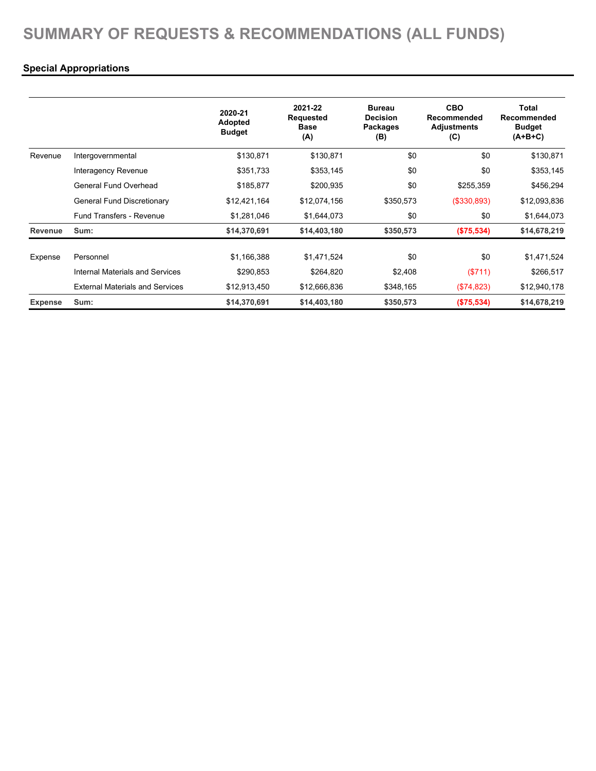# SUMMARY OF REQUESTS & RECOMMENDATIONS (ALL FUNDS)

## Special Appropriations

| | | 2020-21 Adopted Budget | 2021-22 Requested Base (A) | Bureau Decision Packages (B) | CBO Recommended Adjustments (C) | Total Recommended Budget (A+B+C) |
|---|---|---|---|---|---|---|
| Revenue | Intergovernmental | $130,871 | $130,871 | $0 | $0 | $130,871 |
| | Interagency Revenue | $351,733 | $353,145 | $0 | $0 | $353,145 |
| | General Fund Overhead | $185,877 | $200,935 | $0 | $255,359 | $456,294 |
| | General Fund Discretionary | $12,421,164 | $12,074,156 | $350,573 | ($330,893) | $12,093,836 |
| | Fund Transfers - Revenue | $1,281,046 | $1,644,073 | $0 | $0 | $1,644,073 |
| **Revenue** | **Sum:** | **$14,370,691** | **$14,403,180** | **$350,573** | **($75,534)** | **$14,678,219** |
| Expense | Personnel | $1,166,388 | $1,471,524 | $0 | $0 | $1,471,524 |
| | Internal Materials and Services | $290,853 | $264,820 | $2,408 | ($711) | $266,517 |
| | External Materials and Services | $12,913,450 | $12,666,836 | $348,165 | ($74,823) | $12,940,178 |
| **Expense** | **Sum:** | **$14,370,691** | **$14,403,180** | **$350,573** | **($75,534)** | **$14,678,219** |